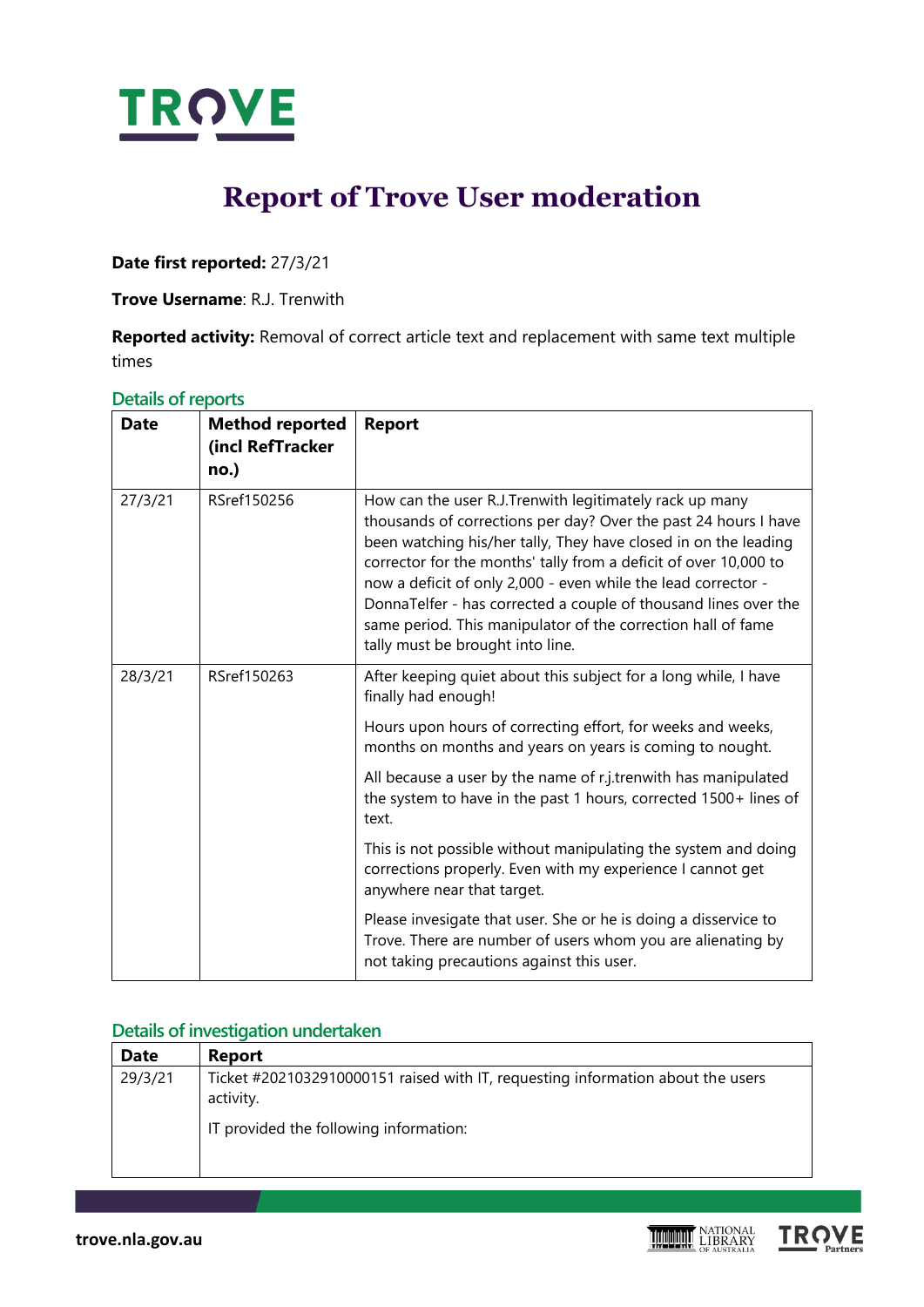# Report of Trove User moderation

**Date first reported:** 27/3/21

**Trove Username**: R.J. Trenwith

**Reported activity:** Removal of correct article text and replacement with same text multiple times

## Details of reports

| Date | Method reported (incl RefTracker no.) | Report |
|---|---|---|
| 27/3/21 | RSref150256 | How can the user R.J.Trenwith legitimately rack up many thousands of corrections per day? Over the past 24 hours I have been watching his/her tally, They have closed in on the leading corrector for the months' tally from a deficit of over 10,000 to now a deficit of only 2,000 - even while the lead corrector - DonnaTelfer - has corrected a couple of thousand lines over the same period. This manipulator of the correction hall of fame tally must be brought into line. |
| 28/3/21 | RSref150263 | After keeping quiet about this subject for a long while, I have finally had enough!<br><br>Hours upon hours of correcting effort, for weeks and weeks, months on months and years on years is coming to nought.<br><br>All because a user by the name of r.j.trenwith has manipulated the system to have in the past 1 hours, corrected 1500+ lines of text.<br><br>This is not possible without manipulating the system and doing corrections properly. Even with my experience I cannot get anywhere near that target.<br><br>Please invesigate that user. She or he is doing a disservice to Trove. There are number of users whom you are alienating by not taking precautions against this user. |

## Details of investigation undertaken

| Date | Report |
|---|---|
| 29/3/21 | Ticket #2021032910000151 raised with IT, requesting information about the users activity.<br><br>IT provided the following information: |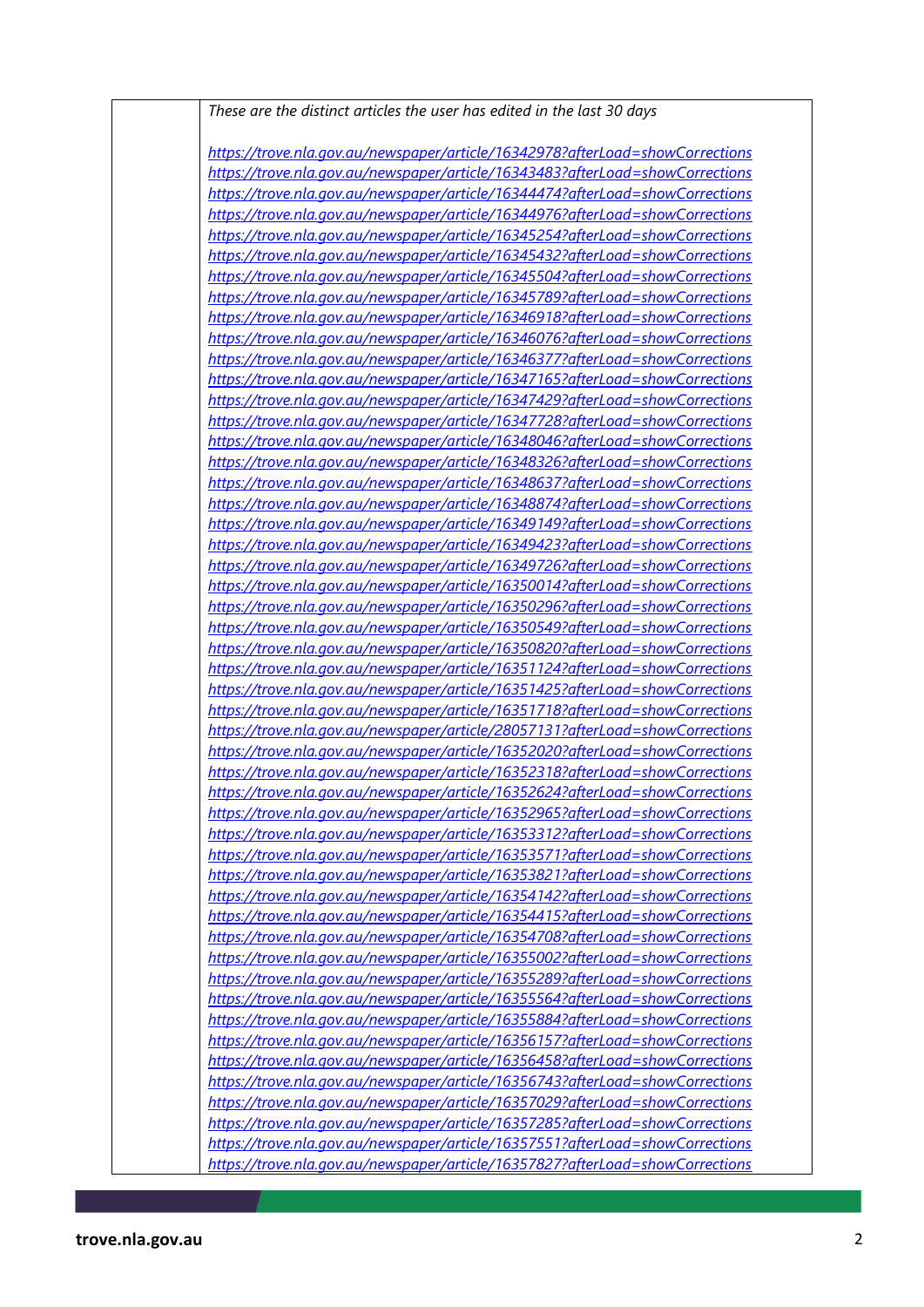| | *These are the distinct articles the user has edited in the last 30 days*<br><br>*https://trove.nla.gov.au/newspaper/article/16342978?afterLoad=showCorrections*<br>*https://trove.nla.gov.au/newspaper/article/16343483?afterLoad=showCorrections*<br>*https://trove.nla.gov.au/newspaper/article/16344474?afterLoad=showCorrections*<br>*https://trove.nla.gov.au/newspaper/article/16344976?afterLoad=showCorrections*<br>*https://trove.nla.gov.au/newspaper/article/16345254?afterLoad=showCorrections*<br>*https://trove.nla.gov.au/newspaper/article/16345432?afterLoad=showCorrections*<br>*https://trove.nla.gov.au/newspaper/article/16345504?afterLoad=showCorrections*<br>*https://trove.nla.gov.au/newspaper/article/16345789?afterLoad=showCorrections*<br>*https://trove.nla.gov.au/newspaper/article/16346918?afterLoad=showCorrections*<br>*https://trove.nla.gov.au/newspaper/article/16346076?afterLoad=showCorrections*<br>*https://trove.nla.gov.au/newspaper/article/16346377?afterLoad=showCorrections*<br>*https://trove.nla.gov.au/newspaper/article/16347165?afterLoad=showCorrections*<br>*https://trove.nla.gov.au/newspaper/article/16347429?afterLoad=showCorrections*<br>*https://trove.nla.gov.au/newspaper/article/16347728?afterLoad=showCorrections*<br>*https://trove.nla.gov.au/newspaper/article/16348046?afterLoad=showCorrections*<br>*https://trove.nla.gov.au/newspaper/article/16348326?afterLoad=showCorrections*<br>*https://trove.nla.gov.au/newspaper/article/16348637?afterLoad=showCorrections*<br>*https://trove.nla.gov.au/newspaper/article/16348874?afterLoad=showCorrections*<br>*https://trove.nla.gov.au/newspaper/article/16349149?afterLoad=showCorrections*<br>*https://trove.nla.gov.au/newspaper/article/16349423?afterLoad=showCorrections*<br>*https://trove.nla.gov.au/newspaper/article/16349726?afterLoad=showCorrections*<br>*https://trove.nla.gov.au/newspaper/article/16350014?afterLoad=showCorrections*<br>*https://trove.nla.gov.au/newspaper/article/16350296?afterLoad=showCorrections*<br>*https://trove.nla.gov.au/newspaper/article/16350549?afterLoad=showCorrections*<br>*https://trove.nla.gov.au/newspaper/article/16350820?afterLoad=showCorrections*<br>*https://trove.nla.gov.au/newspaper/article/16351124?afterLoad=showCorrections*<br>*https://trove.nla.gov.au/newspaper/article/16351425?afterLoad=showCorrections*<br>*https://trove.nla.gov.au/newspaper/article/16351718?afterLoad=showCorrections*<br>*https://trove.nla.gov.au/newspaper/article/28057131?afterLoad=showCorrections*<br>*https://trove.nla.gov.au/newspaper/article/16352020?afterLoad=showCorrections*<br>*https://trove.nla.gov.au/newspaper/article/16352318?afterLoad=showCorrections*<br>*https://trove.nla.gov.au/newspaper/article/16352624?afterLoad=showCorrections*<br>*https://trove.nla.gov.au/newspaper/article/16352965?afterLoad=showCorrections*<br>*https://trove.nla.gov.au/newspaper/article/16353312?afterLoad=showCorrections*<br>*https://trove.nla.gov.au/newspaper/article/16353571?afterLoad=showCorrections*<br>*https://trove.nla.gov.au/newspaper/article/16353821?afterLoad=showCorrections*<br>*https://trove.nla.gov.au/newspaper/article/16354142?afterLoad=showCorrections*<br>*https://trove.nla.gov.au/newspaper/article/16354415?afterLoad=showCorrections*<br>*https://trove.nla.gov.au/newspaper/article/16354708?afterLoad=showCorrections*<br>*https://trove.nla.gov.au/newspaper/article/16355002?afterLoad=showCorrections*<br>*https://trove.nla.gov.au/newspaper/article/16355289?afterLoad=showCorrections*<br>*https://trove.nla.gov.au/newspaper/article/16355564?afterLoad=showCorrections*<br>*https://trove.nla.gov.au/newspaper/article/16355884?afterLoad=showCorrections*<br>*https://trove.nla.gov.au/newspaper/article/16356157?afterLoad=showCorrections*<br>*https://trove.nla.gov.au/newspaper/article/16356458?afterLoad=showCorrections*<br>*https://trove.nla.gov.au/newspaper/article/16356743?afterLoad=showCorrections*<br>*https://trove.nla.gov.au/newspaper/article/16357029?afterLoad=showCorrections*<br>*https://trove.nla.gov.au/newspaper/article/16357285?afterLoad=showCorrections*<br>*https://trove.nla.gov.au/newspaper/article/16357551?afterLoad=showCorrections*<br>*https://trove.nla.gov.au/newspaper/article/16357827?afterLoad=showCorrections* |
|---|---|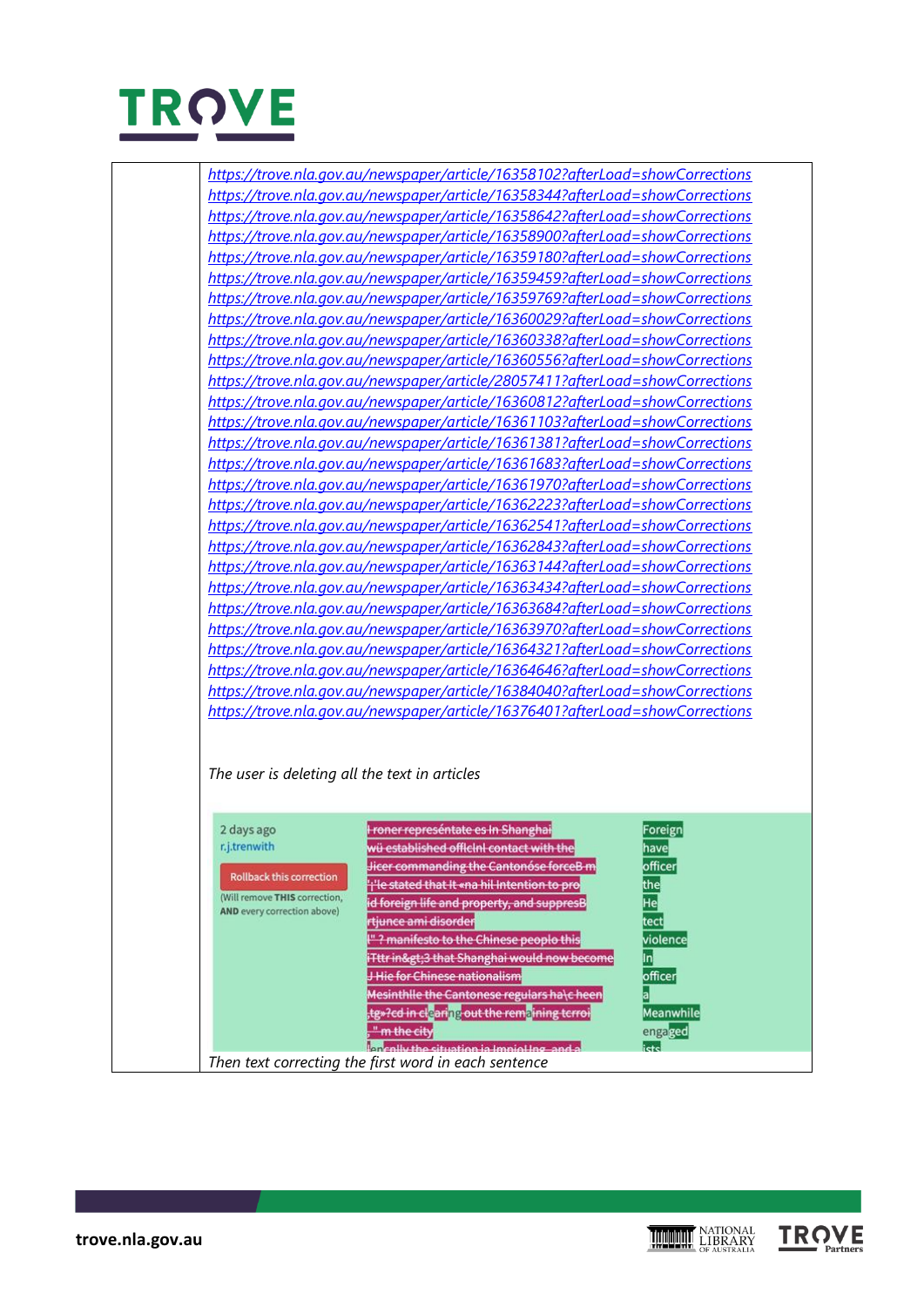| | |
|---|---|
| | https://trove.nla.gov.au/newspaper/article/16358102?afterLoad=showCorrections<br>https://trove.nla.gov.au/newspaper/article/16358344?afterLoad=showCorrections<br>https://trove.nla.gov.au/newspaper/article/16358642?afterLoad=showCorrections<br>https://trove.nla.gov.au/newspaper/article/16358900?afterLoad=showCorrections<br>https://trove.nla.gov.au/newspaper/article/16359180?afterLoad=showCorrections<br>https://trove.nla.gov.au/newspaper/article/16359459?afterLoad=showCorrections<br>https://trove.nla.gov.au/newspaper/article/16359769?afterLoad=showCorrections<br>https://trove.nla.gov.au/newspaper/article/16360029?afterLoad=showCorrections<br>https://trove.nla.gov.au/newspaper/article/16360338?afterLoad=showCorrections<br>https://trove.nla.gov.au/newspaper/article/16360556?afterLoad=showCorrections<br>https://trove.nla.gov.au/newspaper/article/28057411?afterLoad=showCorrections<br>https://trove.nla.gov.au/newspaper/article/16360812?afterLoad=showCorrections<br>https://trove.nla.gov.au/newspaper/article/16361103?afterLoad=showCorrections<br>https://trove.nla.gov.au/newspaper/article/16361381?afterLoad=showCorrections<br>https://trove.nla.gov.au/newspaper/article/16361683?afterLoad=showCorrections<br>https://trove.nla.gov.au/newspaper/article/16361970?afterLoad=showCorrections<br>https://trove.nla.gov.au/newspaper/article/16362223?afterLoad=showCorrections<br>https://trove.nla.gov.au/newspaper/article/16362541?afterLoad=showCorrections<br>https://trove.nla.gov.au/newspaper/article/16362843?afterLoad=showCorrections<br>https://trove.nla.gov.au/newspaper/article/16363144?afterLoad=showCorrections<br>https://trove.nla.gov.au/newspaper/article/16363434?afterLoad=showCorrections<br>https://trove.nla.gov.au/newspaper/article/16363684?afterLoad=showCorrections<br>https://trove.nla.gov.au/newspaper/article/16363970?afterLoad=showCorrections<br>https://trove.nla.gov.au/newspaper/article/16364321?afterLoad=showCorrections<br>https://trove.nla.gov.au/newspaper/article/16364646?afterLoad=showCorrections<br>https://trove.nla.gov.au/newspaper/article/16384040?afterLoad=showCorrections<br>https://trove.nla.gov.au/newspaper/article/16376401?afterLoad=showCorrections<br><br>*The user is deleting all the text in articles*<br><br>2 days ago<br>r.j.trenwith<br>Rollback this correction<br>(Will remove **THIS** correction, **AND** every correction above)<br><br>~~I roner représéntate es In Shanghai~~ Foreign<br>~~wü established offlclnl contact with the~~ have<br>~~Jicer commanding the Cantonóse forceB m~~ officer<br>~~'j'le stated that it «na hil intention to pro~~ the<br>~~id foreign life and property, and suppresB~~ He<br>~~rtjunce ami disorder~~ tect<br>~~"? manifesto to the Chinese peoplo this~~ violence<br>~~iTttr in&gt;3 that Shanghai would now become~~ In<br>~~J Hie for Chinese nationalism~~ officer<br>~~Mesinthlle the Cantonese regulars ha\c heen~~ a<br>~~tg»?cd in cl~~ear~~ing out the rem~~a~~ining terroi~~ Meanwhile<br>~~," m the city~~ engaged<br><br>*Then text correcting the first word in each sentence* |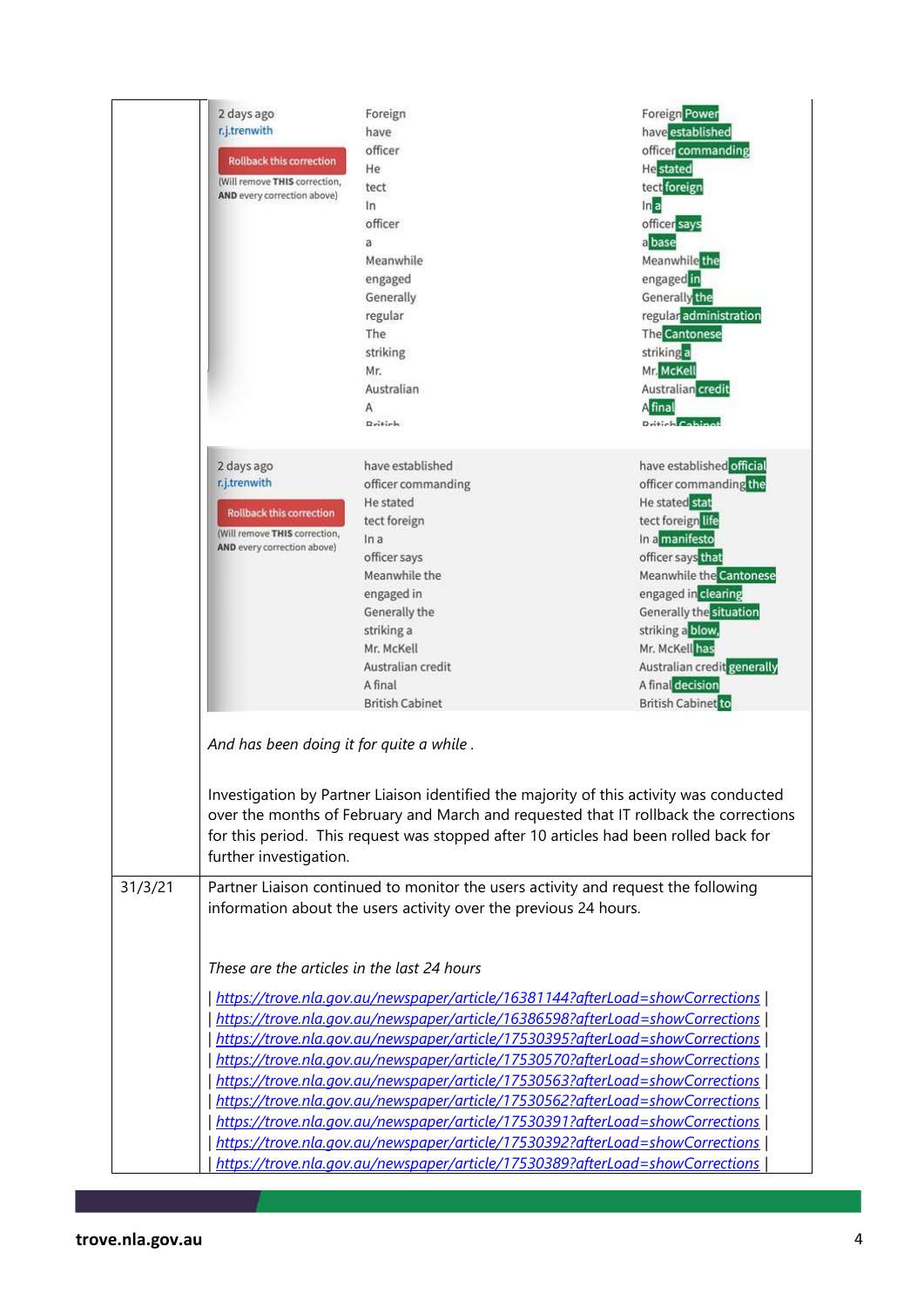| | |
|---|---|
| | 2 days ago<br>r.j.trenwith<br>Rollback this correction<br>(Will remove **THIS** correction, **AND** every correction above)<br><br>Foreign → Foreign Power<br>have → have established<br>officer → officer commanding<br>He → He stated<br>tect → tect foreign<br>In → In a<br>officer → officer says<br>a → a base<br>Meanwhile → Meanwhile the<br>engaged → engaged in<br>Generally → Generally the<br>regular → regular administration<br>The → The Cantonese<br>striking → striking a<br>Mr. → Mr. McKell<br>Australian → Australian credit<br>A → A final<br>British → British Cabinet<br><br>2 days ago<br>r.j.trenwith<br>Rollback this correction<br>(Will remove **THIS** correction, **AND** every correction above)<br><br>have established → have established official<br>officer commanding → officer commanding the<br>He stated → He stated stat<br>tect foreign → tect foreign life<br>In a → In a manifesto<br>officer says → officer says that<br>Meanwhile the → Meanwhile the Cantonese<br>engaged in → engaged in clearing<br>Generally the → Generally the situation<br>striking a → striking a blow,<br>Mr. McKell → Mr. McKell has<br>Australian credit → Australian credit generally<br>A final → A final decision<br>British Cabinet → British Cabinet to<br><br>*And has been doing it for quite a while .*<br><br>Investigation by Partner Liaison identified the majority of this activity was conducted over the months of February and March and requested that IT rollback the corrections for this period. This request was stopped after 10 articles had been rolled back for further investigation. |
| 31/3/21 | Partner Liaison continued to monitor the users activity and request the following information about the users activity over the previous 24 hours.<br><br>*These are the articles in the last 24 hours*<br><br>\| https://trove.nla.gov.au/newspaper/article/16381144?afterLoad=showCorrections \|<br>\| https://trove.nla.gov.au/newspaper/article/16386598?afterLoad=showCorrections \|<br>\| https://trove.nla.gov.au/newspaper/article/17530395?afterLoad=showCorrections \|<br>\| https://trove.nla.gov.au/newspaper/article/17530570?afterLoad=showCorrections \|<br>\| https://trove.nla.gov.au/newspaper/article/17530563?afterLoad=showCorrections \|<br>\| https://trove.nla.gov.au/newspaper/article/17530562?afterLoad=showCorrections \|<br>\| https://trove.nla.gov.au/newspaper/article/17530391?afterLoad=showCorrections \|<br>\| https://trove.nla.gov.au/newspaper/article/17530392?afterLoad=showCorrections \|<br>\| https://trove.nla.gov.au/newspaper/article/17530389?afterLoad=showCorrections \| |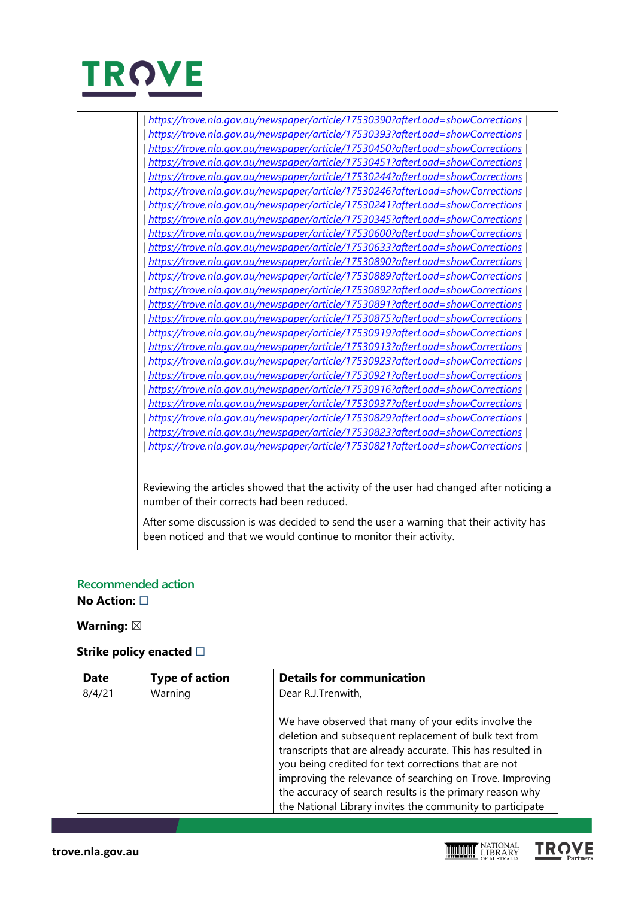| | \| https://trove.nla.gov.au/newspaper/article/17530390?afterLoad=showCorrections \|<br>\| https://trove.nla.gov.au/newspaper/article/17530393?afterLoad=showCorrections \|<br>\| https://trove.nla.gov.au/newspaper/article/17530450?afterLoad=showCorrections \|<br>\| https://trove.nla.gov.au/newspaper/article/17530451?afterLoad=showCorrections \|<br>\| https://trove.nla.gov.au/newspaper/article/17530244?afterLoad=showCorrections \|<br>\| https://trove.nla.gov.au/newspaper/article/17530246?afterLoad=showCorrections \|<br>\| https://trove.nla.gov.au/newspaper/article/17530241?afterLoad=showCorrections \|<br>\| https://trove.nla.gov.au/newspaper/article/17530345?afterLoad=showCorrections \|<br>\| https://trove.nla.gov.au/newspaper/article/17530600?afterLoad=showCorrections \|<br>\| https://trove.nla.gov.au/newspaper/article/17530633?afterLoad=showCorrections \|<br>\| https://trove.nla.gov.au/newspaper/article/17530890?afterLoad=showCorrections \|<br>\| https://trove.nla.gov.au/newspaper/article/17530889?afterLoad=showCorrections \|<br>\| https://trove.nla.gov.au/newspaper/article/17530892?afterLoad=showCorrections \|<br>\| https://trove.nla.gov.au/newspaper/article/17530891?afterLoad=showCorrections \|<br>\| https://trove.nla.gov.au/newspaper/article/17530875?afterLoad=showCorrections \|<br>\| https://trove.nla.gov.au/newspaper/article/17530919?afterLoad=showCorrections \|<br>\| https://trove.nla.gov.au/newspaper/article/17530913?afterLoad=showCorrections \|<br>\| https://trove.nla.gov.au/newspaper/article/17530923?afterLoad=showCorrections \|<br>\| https://trove.nla.gov.au/newspaper/article/17530921?afterLoad=showCorrections \|<br>\| https://trove.nla.gov.au/newspaper/article/17530916?afterLoad=showCorrections \|<br>\| https://trove.nla.gov.au/newspaper/article/17530937?afterLoad=showCorrections \|<br>\| https://trove.nla.gov.au/newspaper/article/17530829?afterLoad=showCorrections \|<br>\| https://trove.nla.gov.au/newspaper/article/17530823?afterLoad=showCorrections \|<br>\| https://trove.nla.gov.au/newspaper/article/17530821?afterLoad=showCorrections \|<br><br>Reviewing the articles showed that the activity of the user had changed after noticing a number of their corrects had been reduced.<br><br>After some discussion is was decided to send the user a warning that their activity has been noticed and that we would continue to monitor their activity. |
|---|---|

## Recommended action

**No Action:** ☐

**Warning:** ☒

**Strike policy enacted** ☐

| Date | Type of action | Details for communication |
|---|---|---|
| 8/4/21 | Warning | Dear R.J.Trenwith,<br><br>We have observed that many of your edits involve the deletion and subsequent replacement of bulk text from transcripts that are already accurate. This has resulted in you being credited for text corrections that are not improving the relevance of searching on Trove. Improving the accuracy of search results is the primary reason why the National Library invites the community to participate |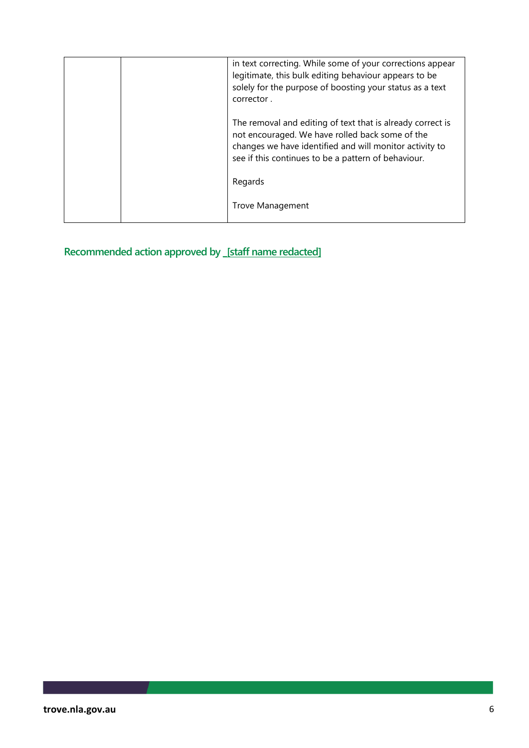| | | |
|---|---|---|
| | | in text correcting. While some of your corrections appear legitimate, this bulk editing behaviour appears to be solely for the purpose of boosting your status as a text corrector .<br><br>The removal and editing of text that is already correct is not encouraged. We have rolled back some of the changes we have identified and will monitor activity to see if this continues to be a pattern of behaviour.<br><br>Regards<br><br>Trove Management |

**Recommended action approved by _[staff name redacted]**